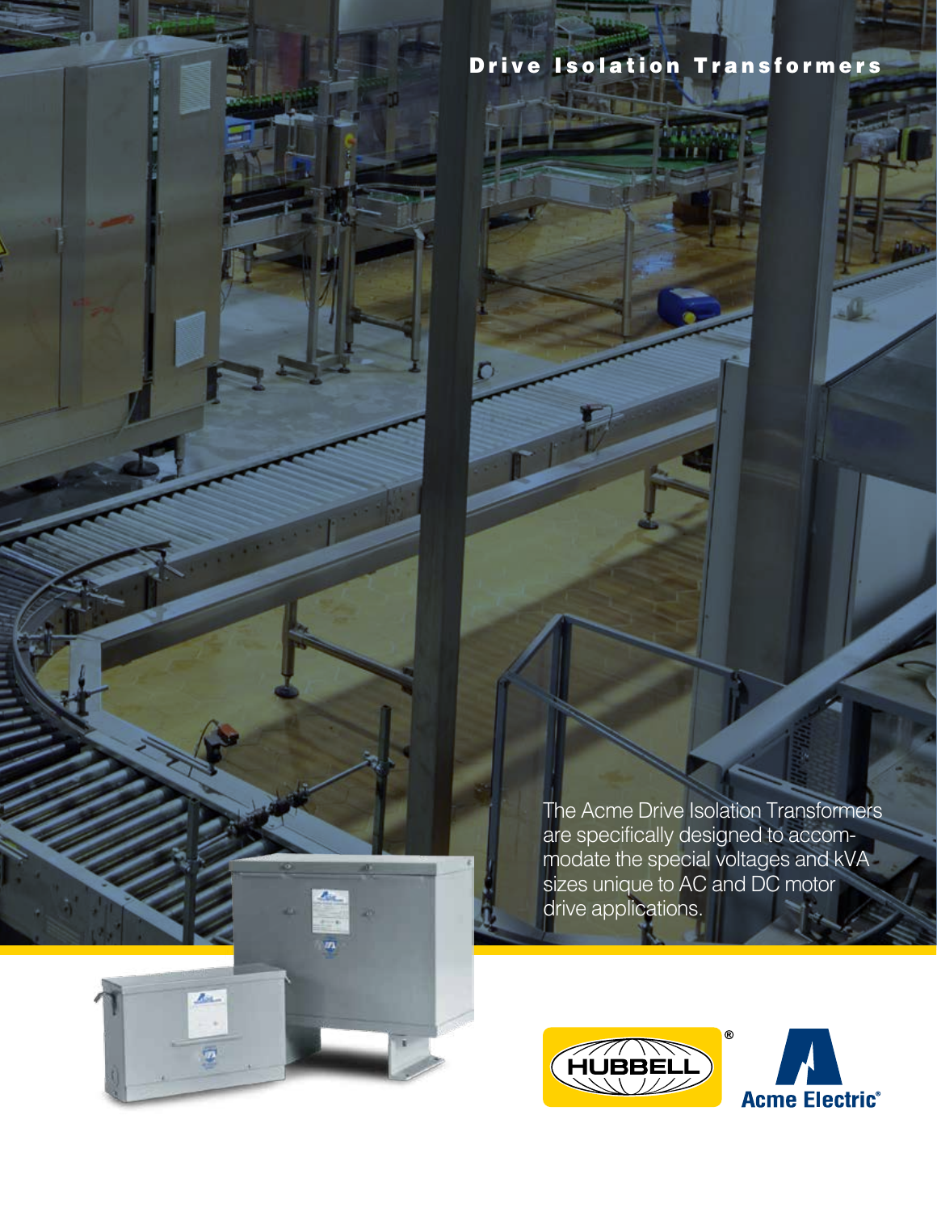# Drive Isolation Transformers

The Acme Drive Isolation Transformers are specifically designed to accommodate the special voltages and kVA sizes unique to AC and DC motor drive applications.

HUBBELL®

Acme Electric®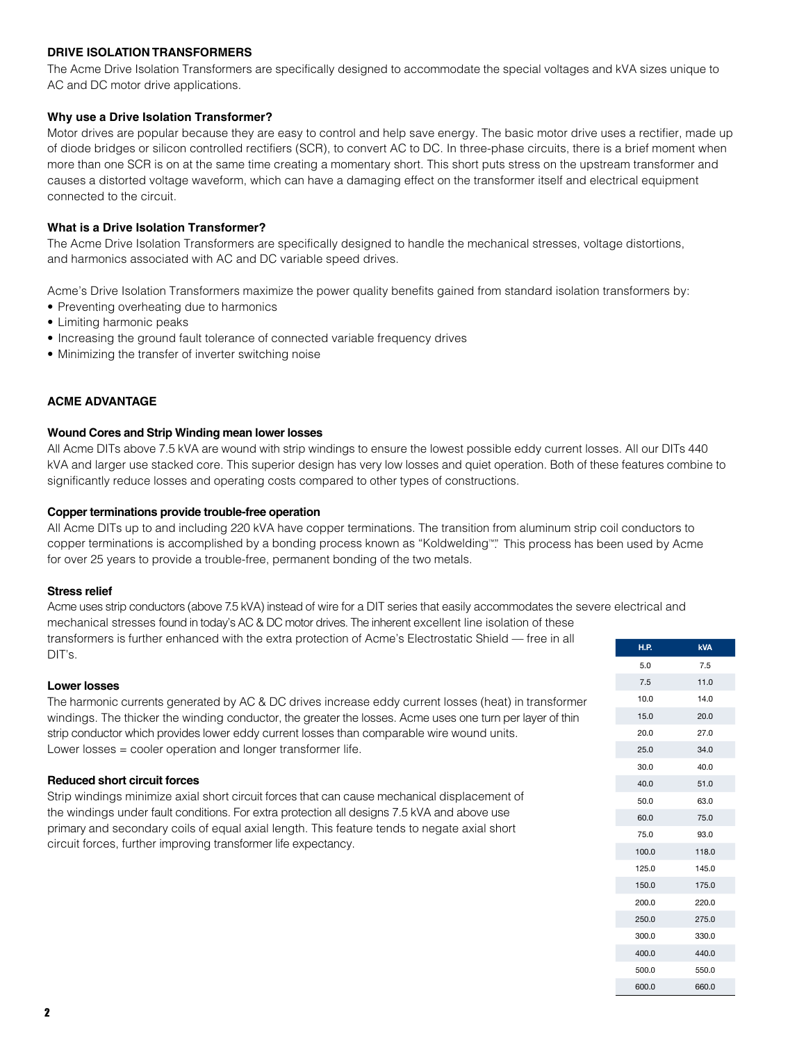## DRIVE ISOLATION TRANSFORMERS

The Acme Drive Isolation Transformers are specifically designed to accommodate the special voltages and kVA sizes unique to AC and DC motor drive applications.

### Why use a Drive Isolation Transformer?

Motor drives are popular because they are easy to control and help save energy. The basic motor drive uses a rectifier, made up of diode bridges or silicon controlled rectifiers (SCR), to convert AC to DC. In three-phase circuits, there is a brief moment when more than one SCR is on at the same time creating a momentary short. This short puts stress on the upstream transformer and causes a distorted voltage waveform, which can have a damaging effect on the transformer itself and electrical equipment connected to the circuit.

### What is a Drive Isolation Transformer?

The Acme Drive Isolation Transformers are specifically designed to handle the mechanical stresses, voltage distortions, and harmonics associated with AC and DC variable speed drives.

Acme's Drive Isolation Transformers maximize the power quality benefits gained from standard isolation transformers by:

- Preventing overheating due to harmonics
- Limiting harmonic peaks
- Increasing the ground fault tolerance of connected variable frequency drives
- Minimizing the transfer of inverter switching noise

## ACME ADVANTAGE

### Wound Cores and Strip Winding mean lower losses

All Acme DITs above 7.5 kVA are wound with strip windings to ensure the lowest possible eddy current losses. All our DITs 440 kVA and larger use stacked core. This superior design has very low losses and quiet operation. Both of these features combine to significantly reduce losses and operating costs compared to other types of constructions.

### Copper terminations provide trouble-free operation

All Acme DITs up to and including 220 kVA have copper terminations. The transition from aluminum strip coil conductors to copper terminations is accomplished by a bonding process known as "Koldwelding™." This process has been used by Acme for over 25 years to provide a trouble-free, permanent bonding of the two metals.

### Stress relief

Acme uses strip conductors (above 7.5 kVA) instead of wire for a DIT series that easily accommodates the severe electrical and mechanical stresses found in today's AC & DC motor drives. The inherent excellent line isolation of these transformers is further enhanced with the extra protection of Acme's Electrostatic Shield — free in all DIT's.

### Lower losses

The harmonic currents generated by AC & DC drives increase eddy current losses (heat) in transformer windings. The thicker the winding conductor, the greater the losses. Acme uses one turn per layer of thin strip conductor which provides lower eddy current losses than comparable wire wound units. Lower losses = cooler operation and longer transformer life.

### Reduced short circuit forces

Strip windings minimize axial short circuit forces that can cause mechanical displacement of the windings under fault conditions. For extra protection all designs 7.5 kVA and above use primary and secondary coils of equal axial length. This feature tends to negate axial short circuit forces, further improving transformer life expectancy.

| H.P. | kVA |
|---|---|
| 5.0 | 7.5 |
| 7.5 | 11.0 |
| 10.0 | 14.0 |
| 15.0 | 20.0 |
| 20.0 | 27.0 |
| 25.0 | 34.0 |
| 30.0 | 40.0 |
| 40.0 | 51.0 |
| 50.0 | 63.0 |
| 60.0 | 75.0 |
| 75.0 | 93.0 |
| 100.0 | 118.0 |
| 125.0 | 145.0 |
| 150.0 | 175.0 |
| 200.0 | 220.0 |
| 250.0 | 275.0 |
| 300.0 | 330.0 |
| 400.0 | 440.0 |
| 500.0 | 550.0 |
| 600.0 | 660.0 |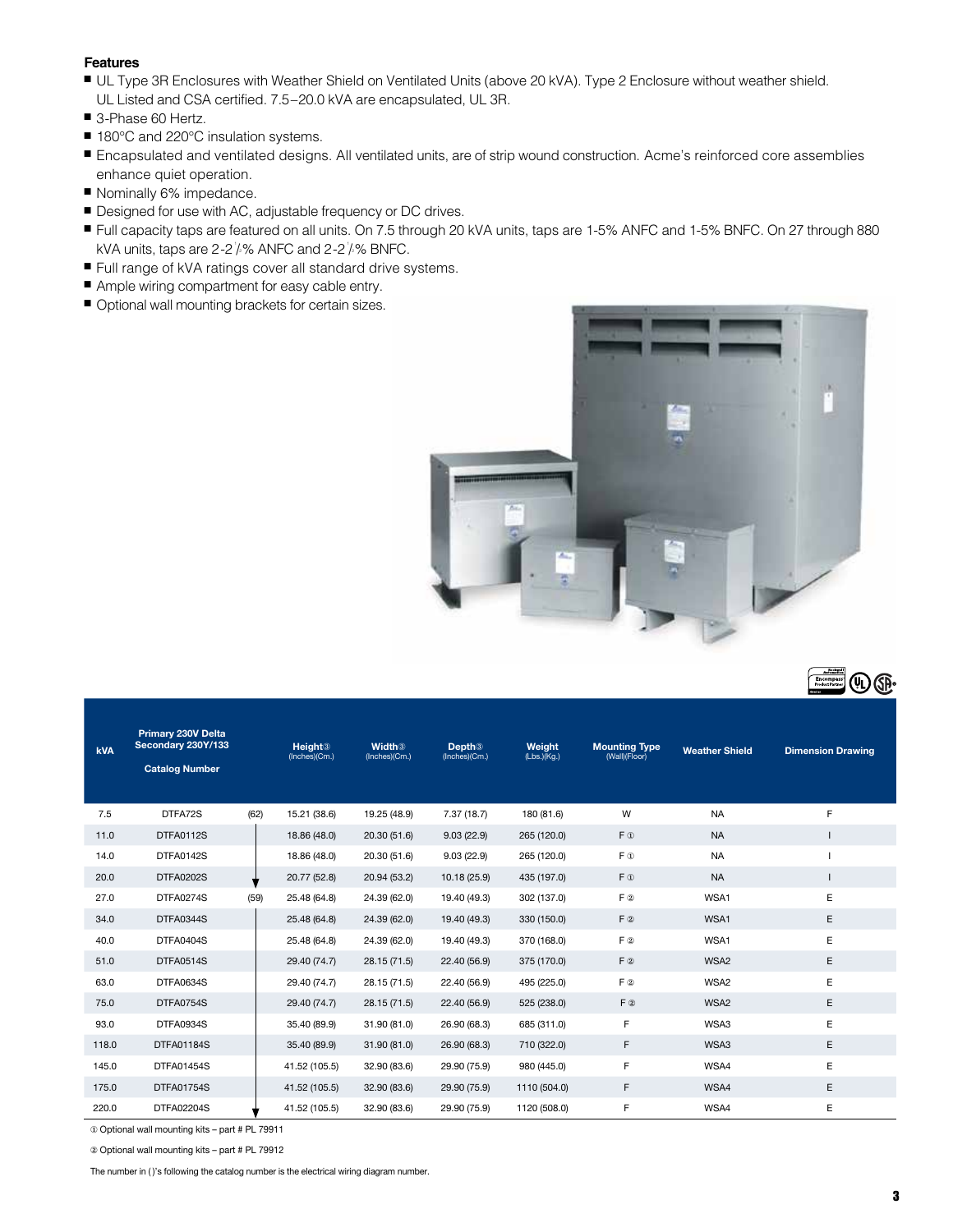**Features**

- UL Type 3R Enclosures with Weather Shield on Ventilated Units (above 20 kVA). Type 2 Enclosure without weather shield. UL Listed and CSA certified. 7.5–20.0 kVA are encapsulated, UL 3R.
- 3-Phase 60 Hertz.
- 180°C and 220°C insulation systems.
- Encapsulated and ventilated designs. All ventilated units, are of strip wound construction. Acme's reinforced core assemblies enhance quiet operation.
- Nominally 6% impedance.
- Designed for use with AC, adjustable frequency or DC drives.
- Full capacity taps are featured on all units. On 7.5 through 20 kVA units, taps are 1-5% ANFC and 1-5% BNFC. On 27 through 880 kVA units, taps are 2-2½% ANFC and 2-2½% BNFC.
- Full range of kVA ratings cover all standard drive systems.
- Ample wiring compartment for easy cable entry.
- Optional wall mounting brackets for certain sizes.

| kVA | Primary 230V Delta Secondary 230Y/133 Catalog Number | | Height③ (Inches)(Cm.) | Width③ (Inches)(Cm.) | Depth③ (Inches)(Cm.) | Weight (Lbs.)(Kg.) | Mounting Type (Wall)(Floor) | Weather Shield | Dimension Drawing |
|---|---|---|---|---|---|---|---|---|---|
| 7.5 | DTFA72S | (62) | 15.21 (38.6) | 19.25 (48.9) | 7.37 (18.7) | 180 (81.6) | W | NA | F |
| 11.0 | DTFA0112S | | 18.86 (48.0) | 20.30 (51.6) | 9.03 (22.9) | 265 (120.0) | F ① | NA | I |
| 14.0 | DTFA0142S | | 18.86 (48.0) | 20.30 (51.6) | 9.03 (22.9) | 265 (120.0) | F ① | NA | I |
| 20.0 | DTFA0202S | ↓ | 20.77 (52.8) | 20.94 (53.2) | 10.18 (25.9) | 435 (197.0) | F ① | NA | I |
| 27.0 | DTFA0274S | (59) | 25.48 (64.8) | 24.39 (62.0) | 19.40 (49.3) | 302 (137.0) | F ② | WSA1 | E |
| 34.0 | DTFA0344S | | 25.48 (64.8) | 24.39 (62.0) | 19.40 (49.3) | 330 (150.0) | F ② | WSA1 | E |
| 40.0 | DTFA0404S | | 25.48 (64.8) | 24.39 (62.0) | 19.40 (49.3) | 370 (168.0) | F ② | WSA1 | E |
| 51.0 | DTFA0514S | | 29.40 (74.7) | 28.15 (71.5) | 22.40 (56.9) | 375 (170.0) | F ② | WSA2 | E |
| 63.0 | DTFA0634S | | 29.40 (74.7) | 28.15 (71.5) | 22.40 (56.9) | 495 (225.0) | F ② | WSA2 | E |
| 75.0 | DTFA0754S | | 29.40 (74.7) | 28.15 (71.5) | 22.40 (56.9) | 525 (238.0) | F ② | WSA2 | E |
| 93.0 | DTFA0934S | | 35.40 (89.9) | 31.90 (81.0) | 26.90 (68.3) | 685 (311.0) | F | WSA3 | E |
| 118.0 | DTFA01184S | | 35.40 (89.9) | 31.90 (81.0) | 26.90 (68.3) | 710 (322.0) | F | WSA3 | E |
| 145.0 | DTFA01454S | | 41.52 (105.5) | 32.90 (83.6) | 29.90 (75.9) | 980 (445.0) | F | WSA4 | E |
| 175.0 | DTFA01754S | | 41.52 (105.5) | 32.90 (83.6) | 29.90 (75.9) | 1110 (504.0) | F | WSA4 | E |
| 220.0 | DTFA02204S | ↓ | 41.52 (105.5) | 32.90 (83.6) | 29.90 (75.9) | 1120 (508.0) | F | WSA4 | E |

① Optional wall mounting kits – part # PL 79911

② Optional wall mounting kits – part # PL 79912

The number in ( )'s following the catalog number is the electrical wiring diagram number.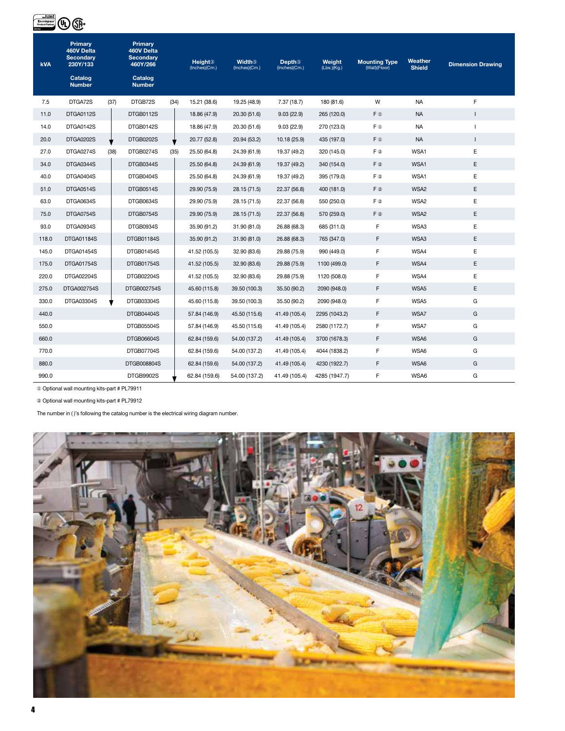| kVA | Primary 460V Delta Secondary 230Y/133 Catalog Number | | Primary 460V Delta Secondary 460Y/266 Catalog Number | | Height③ (Inches)(Cm.) | Width③ (Inches)(Cm.) | Depth③ (Inches)(Cm.) | Weight (Lbs.)(Kg.) | Mounting Type (Wall)(Floor) | Weather Shield | Dimension Drawing |
|---|---|---|---|---|---|---|---|---|---|---|---|
| 7.5 | DTGA72S | (37) | DTGB72S | (34) | 15.21 (38.6) | 19.25 (48.9) | 7.37 (18.7) | 180 (81.6) | W | NA | F |
| 11.0 | DTGA0112S | | DTGB0112S | | 18.86 (47.9) | 20.30 (51.6) | 9.03 (22.9) | 265 (120.0) | F ① | NA | I |
| 14.0 | DTGA0142S | | DTGB0142S | | 18.86 (47.9) | 20.30 (51.6) | 9.03 (22.9) | 270 (123.0) | F ① | NA | I |
| 20.0 | DTGA0202S | | DTGB0202S | | 20.77 (52.8) | 20.94 (53.2) | 10.18 (25.9) | 435 (197.0) | F ① | NA | I |
| 27.0 | DTGA0274S | (38) | DTGB0274S | (35) | 25.50 (64.8) | 24.39 (61.9) | 19.37 (49.2) | 320 (145.0) | F ② | WSA1 | E |
| 34.0 | DTGA0344S | | DTGB0344S | | 25.50 (64.8) | 24.39 (61.9) | 19.37 (49.2) | 340 (154.0) | F ② | WSA1 | E |
| 40.0 | DTGA0404S | | DTGB0404S | | 25.50 (64.8) | 24.39 (61.9) | 19.37 (49.2) | 395 (179.0) | F ② | WSA1 | E |
| 51.0 | DTGA0514S | | DTGB0514S | | 29.90 (75.9) | 28.15 (71.5) | 22.37 (56.8) | 400 (181.0) | F ② | WSA2 | E |
| 63.0 | DTGA0634S | | DTGB0634S | | 29.90 (75.9) | 28.15 (71.5) | 22.37 (56.8) | 550 (250.0) | F ② | WSA2 | E |
| 75.0 | DTGA0754S | | DTGB0754S | | 29.90 (75.9) | 28.15 (71.5) | 22.37 (56.8) | 570 (259.0) | F ② | WSA2 | E |
| 93.0 | DTGA0934S | | DTGB0934S | | 35.90 (91.2) | 31.90 (81.0) | 26.88 (68.3) | 685 (311.0) | F | WSA3 | E |
| 118.0 | DTGA01184S | | DTGB01184S | | 35.90 (91.2) | 31.90 (81.0) | 26.88 (68.3) | 765 (347.0) | F | WSA3 | E |
| 145.0 | DTGA01454S | | DTGB01454S | | 41.52 (105.5) | 32.90 (83.6) | 29.88 (75.9) | 990 (449.0) | F | WSA4 | E |
| 175.0 | DTGA01754S | | DTGB01754S | | 41.52 (105.5) | 32.90 (83.6) | 29.88 (75.9) | 1100 (499.0) | F | WSA4 | E |
| 220.0 | DTGA02204S | | DTGB02204S | | 41.52 (105.5) | 32.90 (83.6) | 29.88 (75.9) | 1120 (508.0) | F | WSA4 | E |
| 275.0 | DTGA002754S | | DTGB002754S | | 45.60 (115.8) | 39.50 (100.3) | 35.50 (90.2) | 2090 (948.0) | F | WSA5 | E |
| 330.0 | DTGA03304S | | DTGB03304S | | 45.60 (115.8) | 39.50 (100.3) | 35.50 (90.2) | 2090 (948.0) | F | WSA5 | G |
| 440.0 | | | DTGB04404S | | 57.84 (146.9) | 45.50 (115.6) | 41.49 (105.4) | 2295 (1043.2) | F | WSA7 | G |
| 550.0 | | | DTGB05504S | | 57.84 (146.9) | 45.50 (115.6) | 41.49 (105.4) | 2580 (1172.7) | F | WSA7 | G |
| 660.0 | | | DTGB06604S | | 62.84 (159.6) | 54.00 (137.2) | 41.49 (105.4) | 3700 (1678.3) | F | WSA6 | G |
| 770.0 | | | DTGB07704S | | 62.84 (159.6) | 54.00 (137.2) | 41.49 (105.4) | 4044 (1838.2) | F | WSA6 | G |
| 880.0 | | | DTGB008804S | | 62.84 (159.6) | 54.00 (137.2) | 41.49 (105.4) | 4230 (1922.7) | F | WSA6 | G |
| 990.0 | | | DTGB9902S | | 62.84 (159.6) | 54.00 (137.2) | 41.49 (105.4) | 4285 (1947.7) | F | WSA6 | G |

① Optional wall mounting kits-part # PL79911

② Optional wall mounting kits-part # PL79912

The number in ( )'s following the catalog number is the electrical wiring diagram number.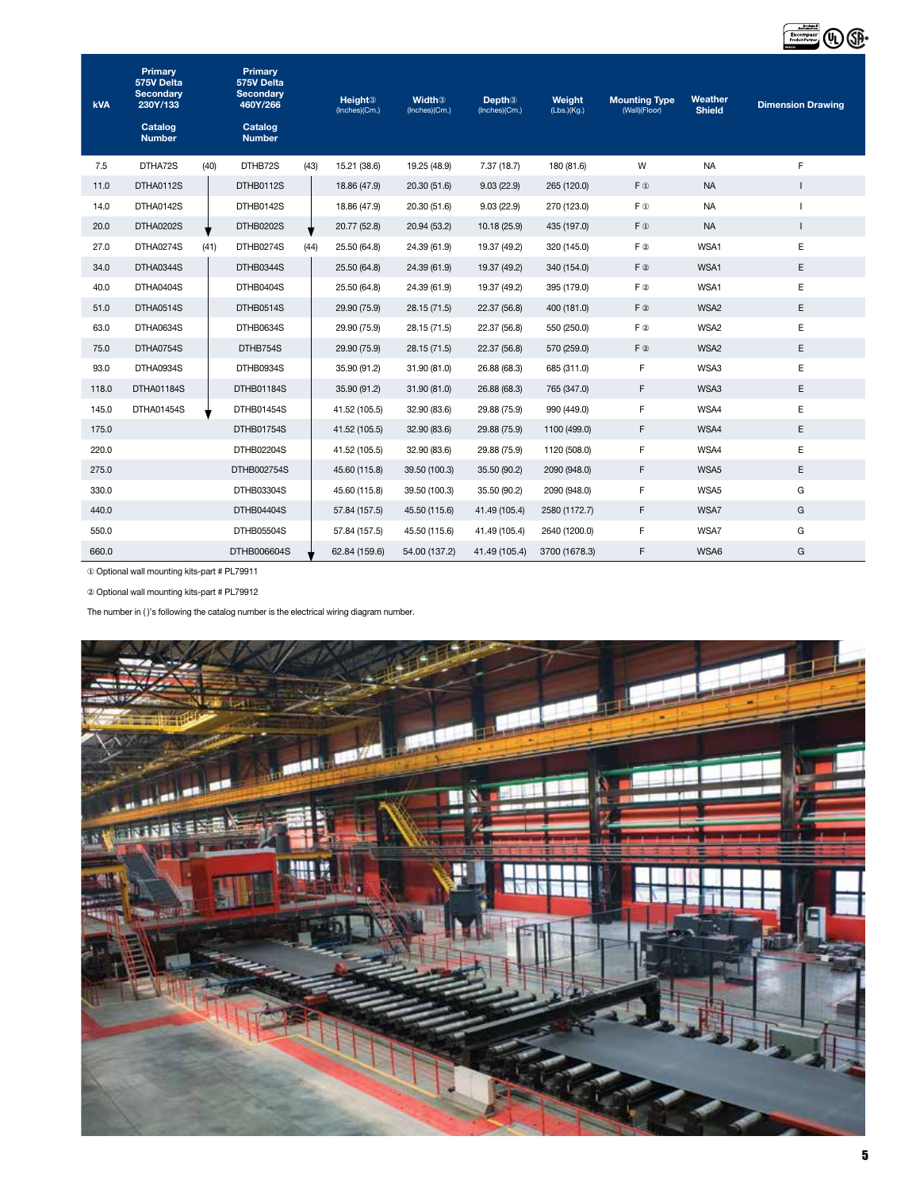| kVA | Primary 575V Delta Secondary 230Y/133 Catalog Number | | Primary 575V Delta Secondary 460Y/266 Catalog Number | | Height③ (Inches)(Cm.) | Width③ (Inches)(Cm.) | Depth③ (Inches)(Cm.) | Weight (Lbs.)(Kg.) | Mounting Type (Wall)(Floor) | Weather Shield | Dimension Drawing |
|---|---|---|---|---|---|---|---|---|---|---|---|
| 7.5 | DTHA72S | (40) | DTHB72S | (43) | 15.21 (38.6) | 19.25 (48.9) | 7.37 (18.7) | 180 (81.6) | W | NA | F |
| 11.0 | DTHA0112S | | DTHB0112S | | 18.86 (47.9) | 20.30 (51.6) | 9.03 (22.9) | 265 (120.0) | F ① | NA | I |
| 14.0 | DTHA0142S | | DTHB0142S | | 18.86 (47.9) | 20.30 (51.6) | 9.03 (22.9) | 270 (123.0) | F ① | NA | I |
| 20.0 | DTHA0202S | | DTHB0202S | | 20.77 (52.8) | 20.94 (53.2) | 10.18 (25.9) | 435 (197.0) | F ① | NA | I |
| 27.0 | DTHA0274S | (41) | DTHB0274S | (44) | 25.50 (64.8) | 24.39 (61.9) | 19.37 (49.2) | 320 (145.0) | F ② | WSA1 | E |
| 34.0 | DTHA0344S | | DTHB0344S | | 25.50 (64.8) | 24.39 (61.9) | 19.37 (49.2) | 340 (154.0) | F ② | WSA1 | E |
| 40.0 | DTHA0404S | | DTHB0404S | | 25.50 (64.8) | 24.39 (61.9) | 19.37 (49.2) | 395 (179.0) | F ② | WSA1 | E |
| 51.0 | DTHA0514S | | DTHB0514S | | 29.90 (75.9) | 28.15 (71.5) | 22.37 (56.8) | 400 (181.0) | F ② | WSA2 | E |
| 63.0 | DTHA0634S | | DTHB0634S | | 29.90 (75.9) | 28.15 (71.5) | 22.37 (56.8) | 550 (250.0) | F ② | WSA2 | E |
| 75.0 | DTHA0754S | | DTHB754S | | 29.90 (75.9) | 28.15 (71.5) | 22.37 (56.8) | 570 (259.0) | F ② | WSA2 | E |
| 93.0 | DTHA0934S | | DTHB0934S | | 35.90 (91.2) | 31.90 (81.0) | 26.88 (68.3) | 685 (311.0) | F | WSA3 | E |
| 118.0 | DTHA01184S | | DTHB01184S | | 35.90 (91.2) | 31.90 (81.0) | 26.88 (68.3) | 765 (347.0) | F | WSA3 | E |
| 145.0 | DTHA01454S | | DTHB01454S | | 41.52 (105.5) | 32.90 (83.6) | 29.88 (75.9) | 990 (449.0) | F | WSA4 | E |
| 175.0 | | | DTHB01754S | | 41.52 (105.5) | 32.90 (83.6) | 29.88 (75.9) | 1100 (499.0) | F | WSA4 | E |
| 220.0 | | | DTHB02204S | | 41.52 (105.5) | 32.90 (83.6) | 29.88 (75.9) | 1120 (508.0) | F | WSA4 | E |
| 275.0 | | | DTHB002754S | | 45.60 (115.8) | 39.50 (100.3) | 35.50 (90.2) | 2090 (948.0) | F | WSA5 | E |
| 330.0 | | | DTHB03304S | | 45.60 (115.8) | 39.50 (100.3) | 35.50 (90.2) | 2090 (948.0) | F | WSA5 | G |
| 440.0 | | | DTHB04404S | | 57.84 (157.5) | 45.50 (115.6) | 41.49 (105.4) | 2580 (1172.7) | F | WSA7 | G |
| 550.0 | | | DTHB05504S | | 57.84 (157.5) | 45.50 (115.6) | 41.49 (105.4) | 2640 (1200.0) | F | WSA7 | G |
| 660.0 | | | DTHB006604S | | 62.84 (159.6) | 54.00 (137.2) | 41.49 (105.4) | 3700 (1678.3) | F | WSA6 | G |

① Optional wall mounting kits-part # PL79911

② Optional wall mounting kits-part # PL79912

The number in ()'s following the catalog number is the electrical wiring diagram number.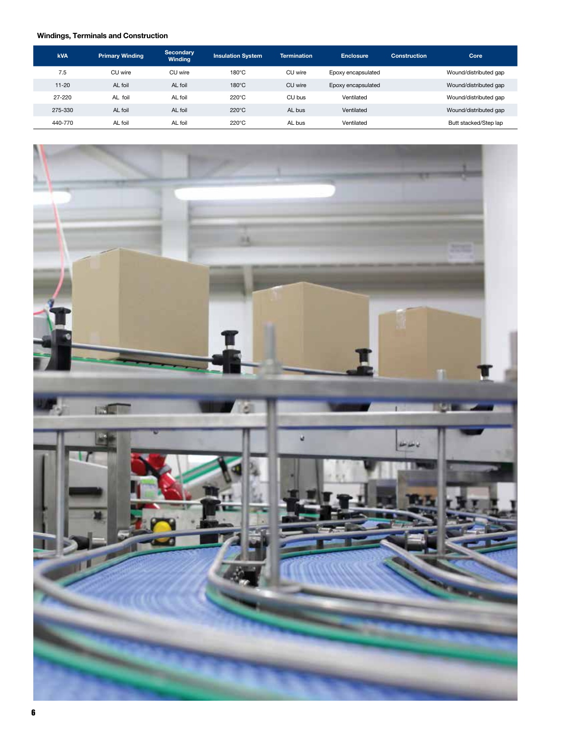### Windings, Terminals and Construction

| kVA | Primary Winding | Secondary Winding | Insulation System | Termination | Enclosure | Construction | Core |
|---|---|---|---|---|---|---|---|
| 7.5 | CU wire | CU wire | 180°C | CU wire | Epoxy encapsulated | | Wound/distributed gap |
| 11-20 | AL foil | AL foil | 180°C | CU wire | Epoxy encapsulated | | Wound/distributed gap |
| 27-220 | AL foil | AL foil | 220°C | CU bus | Ventilated | | Wound/distributed gap |
| 275-330 | AL foil | AL foil | 220°C | AL bus | Ventilated | | Wound/distributed gap |
| 440-770 | AL foil | AL foil | 220°C | AL bus | Ventilated | | Butt stacked/Step lap |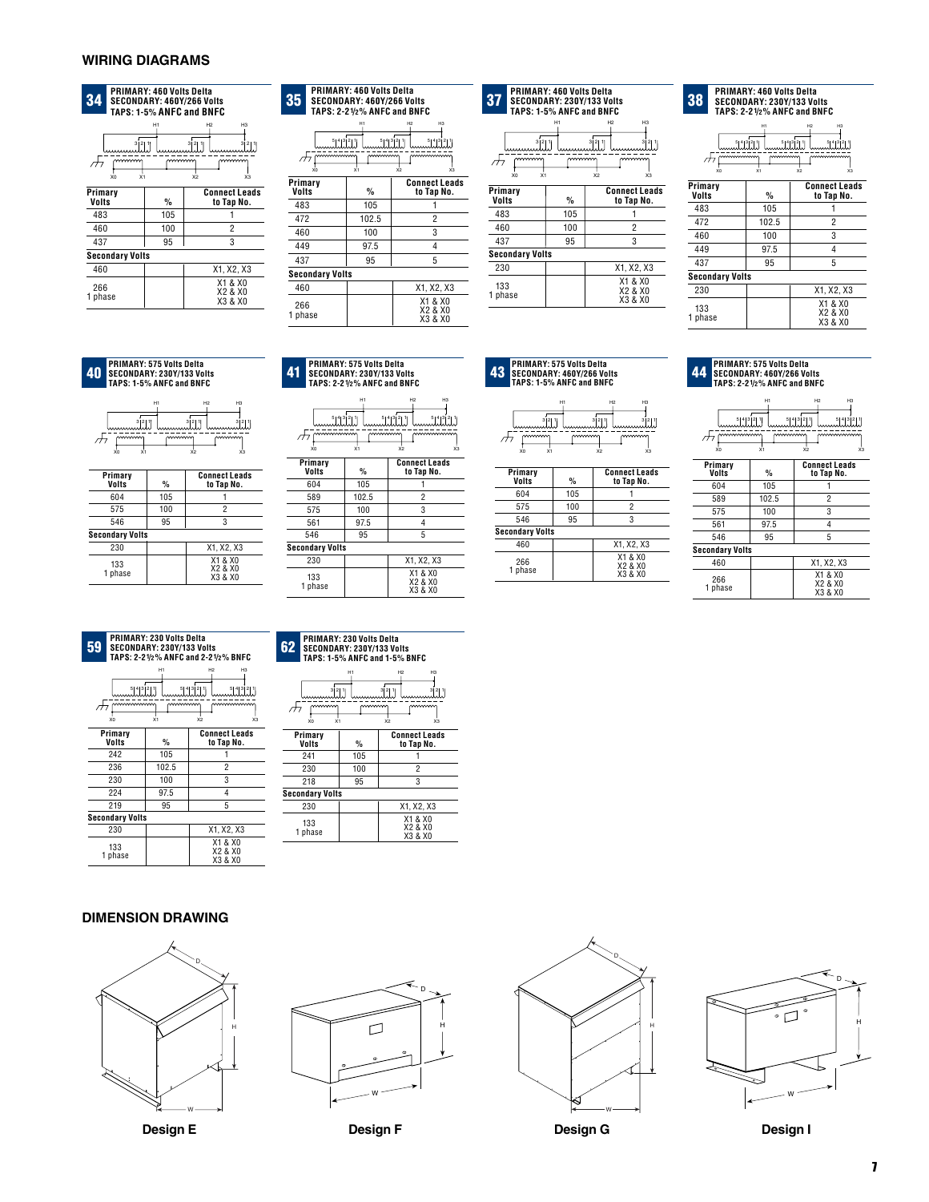## WIRING DIAGRAMS

### 34
**PRIMARY: 460 Volts Delta**
**SECONDARY: 460Y/266 Volts**
**TAPS: 1-5% ANFC and BNFC**

| Primary Volts | % | Connect Leads to Tap No. |
|---|---|---|
| 483 | 105 | 1 |
| 460 | 100 | 2 |
| 437 | 95 | 3 |
| **Secondary Volts** | | |
| 460 | | X1, X2, X3 |
| 266 1 phase | | X1 & X0 X2 & X0 X3 & X0 |

### 35
**PRIMARY: 460 Volts Delta**
**SECONDARY: 460Y/266 Volts**
**TAPS: 2-2½% ANFC and BNFC**

| Primary Volts | % | Connect Leads to Tap No. |
|---|---|---|
| 483 | 105 | 1 |
| 472 | 102.5 | 2 |
| 460 | 100 | 3 |
| 449 | 97.5 | 4 |
| 437 | 95 | 5 |
| **Secondary Volts** | | |
| 460 | | X1, X2, X3 |
| 266 1 phase | | X1 & X0 X2 & X0 X3 & X0 |

### 37
**PRIMARY: 460 Volts Delta**
**SECONDARY: 230Y/133 Volts**
**TAPS: 1-5% ANFC and BNFC**

| Primary Volts | % | Connect Leads to Tap No. |
|---|---|---|
| 483 | 105 | 1 |
| 460 | 100 | 2 |
| 437 | 95 | 3 |
| **Secondary Volts** | | |
| 230 | | X1, X2, X3 |
| 133 1 phase | | X1 & X0 X2 & X0 X3 & X0 |

### 38
**PRIMARY: 460 Volts Delta**
**SECONDARY: 230Y/133 Volts**
**TAPS: 2-2½% ANFC and BNFC**

| Primary Volts | % | Connect Leads to Tap No. |
|---|---|---|
| 483 | 105 | 1 |
| 472 | 102.5 | 2 |
| 460 | 100 | 3 |
| 449 | 97.5 | 4 |
| 437 | 95 | 5 |
| **Secondary Volts** | | |
| 230 | | X1, X2, X3 |
| 133 1 phase | | X1 & X0 X2 & X0 X3 & X0 |

### 40
**PRIMARY: 575 Volts Delta**
**SECONDARY: 230Y/133 Volts**
**TAPS: 1-5% ANFC and BNFC**

| Primary Volts | % | Connect Leads to Tap No. |
|---|---|---|
| 604 | 105 | 1 |
| 575 | 100 | 2 |
| 546 | 95 | 3 |
| **Secondary Volts** | | |
| 230 | | X1, X2, X3 |
| 133 1 phase | | X1 & X0 X2 & X0 X3 & X0 |

### 41
**PRIMARY: 575 Volts Delta**
**SECONDARY: 230Y/133 Volts**
**TAPS: 2-2½% ANFC and BNFC**

| Primary Volts | % | Connect Leads to Tap No. |
|---|---|---|
| 604 | 105 | 1 |
| 589 | 102.5 | 2 |
| 575 | 100 | 3 |
| 561 | 97.5 | 4 |
| 546 | 95 | 5 |
| **Secondary Volts** | | |
| 230 | | X1, X2, X3 |
| 133 1 phase | | X1 & X0 X2 & X0 X3 & X0 |

### 43
**PRIMARY: 575 Volts Delta**
**SECONDARY: 460Y/266 Volts**
**TAPS: 1-5% ANFC and BNFC**

| Primary Volts | % | Connect Leads to Tap No. |
|---|---|---|
| 604 | 105 | 1 |
| 575 | 100 | 2 |
| 546 | 95 | 3 |
| **Secondary Volts** | | |
| 460 | | X1, X2, X3 |
| 266 1 phase | | X1 & X0 X2 & X0 X3 & X0 |

### 44
**PRIMARY: 575 Volts Delta**
**SECONDARY: 460Y/266 Volts**
**TAPS: 2-2½% ANFC and BNFC**

| Primary Volts | % | Connect Leads to Tap No. |
|---|---|---|
| 604 | 105 | 1 |
| 589 | 102.5 | 2 |
| 575 | 100 | 3 |
| 561 | 97.5 | 4 |
| 546 | 95 | 5 |
| **Secondary Volts** | | |
| 460 | | X1, X2, X3 |
| 266 1 phase | | X1 & X0 X2 & X0 X3 & X0 |

### 59
**PRIMARY: 230 Volts Delta**
**SECONDARY: 230Y/133 Volts**
**TAPS: 2-2½% ANFC and 2-2½% BNFC**

| Primary Volts | % | Connect Leads to Tap No. |
|---|---|---|
| 242 | 105 | 1 |
| 236 | 102.5 | 2 |
| 230 | 100 | 3 |
| 224 | 97.5 | 4 |
| 219 | 95 | 5 |
| **Secondary Volts** | | |
| 230 | | X1, X2, X3 |
| 133 1 phase | | X1 & X0 X2 & X0 X3 & X0 |

### 62
**PRIMARY: 230 Volts Delta**
**SECONDARY: 230Y/133 Volts**
**TAPS: 1-5% ANFC and 1-5% BNFC**

| Primary Volts | % | Connect Leads to Tap No. |
|---|---|---|
| 241 | 105 | 1 |
| 230 | 100 | 2 |
| 218 | 95 | 3 |
| **Secondary Volts** | | |
| 230 | | X1, X2, X3 |
| 133 1 phase | | X1 & X0 X2 & X0 X3 & X0 |

## DIMENSION DRAWING

**Design E**

**Design F**

**Design G**

**Design I**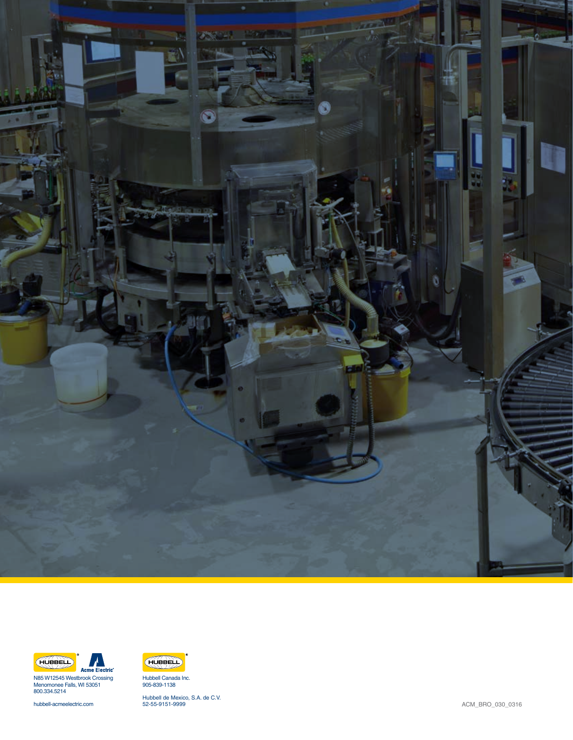HUBBELL® Acme Electric®

N85 W12545 Westbrook Crossing
Menomonee Falls, WI 53051
800.334.5214

hubbell-acmeelectric.com

HUBBELL®

Hubbell Canada Inc.
905-839-1138

Hubbell de Mexico, S.A. de C.V.
52-55-9151-9999

ACM_BRO_030_0316